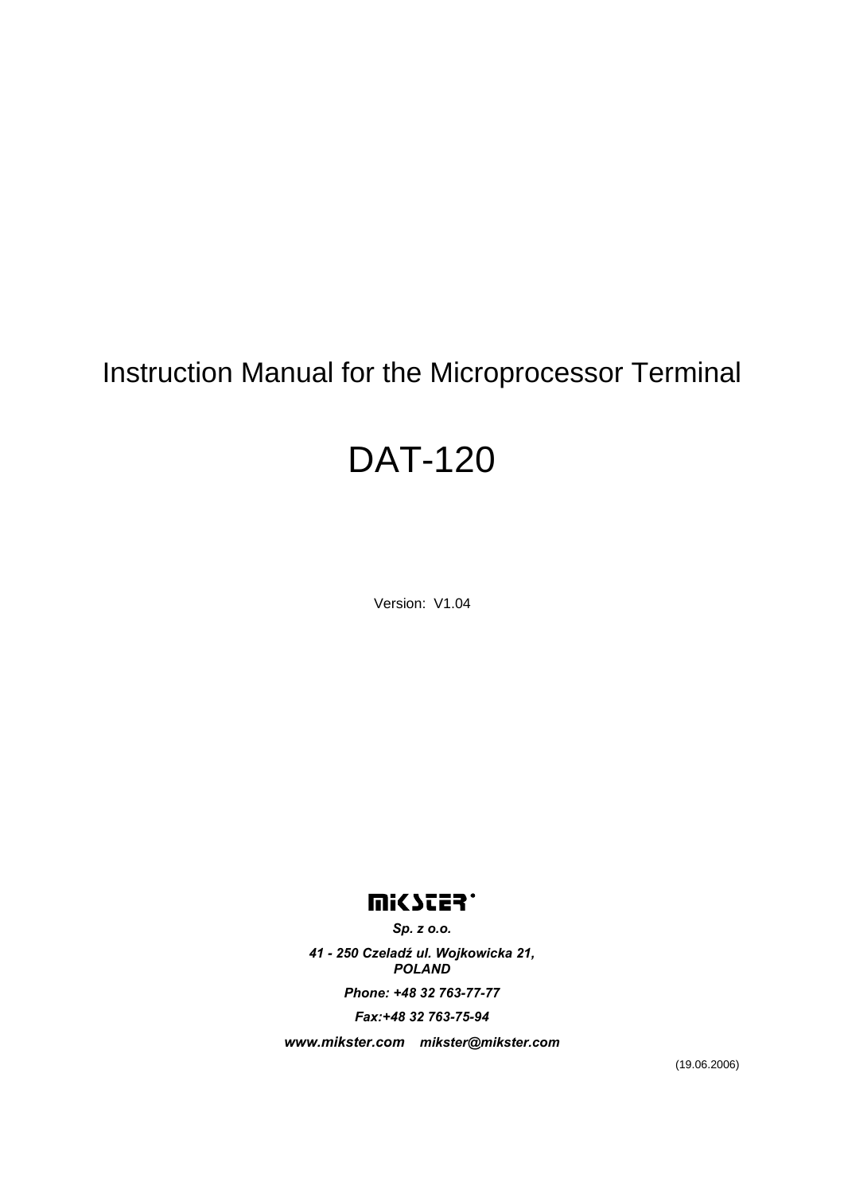# Instruction Manual for the Microprocessor Terminal

# DAT-120

Version: V1.04

MIKSTER

***Sp. z o.o.***

***41 - 250 Czeladź ul. Wojkowicka 21, POLAND***

***Phone: +48 32 763-77-77***

***Fax:+48 32 763-75-94***

***www.mikster.com mikster@mikster.com***

(19.06.2006)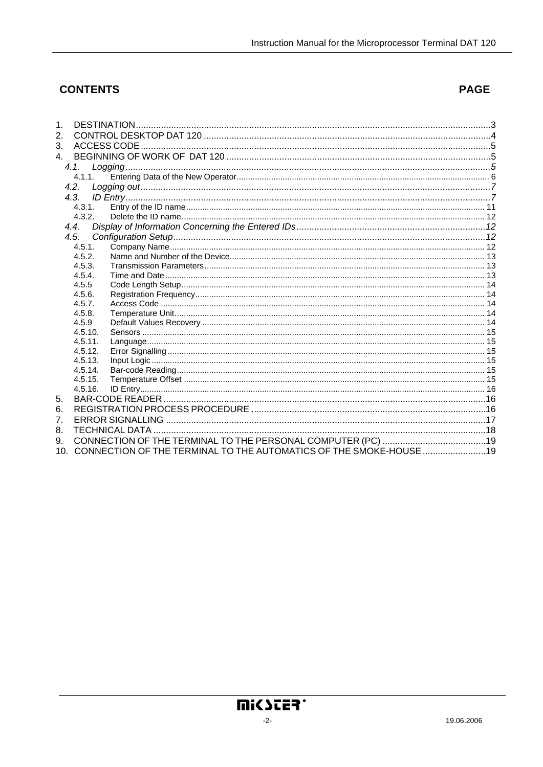## CONTENTS PAGE

| | | Page |
|---|---|---|
| 1. | DESTINATION | 3 |
| 2. | CONTROL DESKTOP DAT 120 | 4 |
| 3. | ACCESS CODE | 5 |
| 4. | BEGINNING OF WORK OF DAT 120 | 5 |
| *4.1.* | *Logging* | *5* |
| 4.1.1. | Entering Data of the New Operator | 6 |
| *4.2.* | *Logging out* | *7* |
| *4.3.* | *ID Entry* | *7* |
| 4.3.1. | Entry of the ID name | 11 |
| 4.3.2. | Delete the ID name | 12 |
| *4.4.* | *Display of Information Concerning the Entered IDs* | *12* |
| *4.5.* | *Configuration Setup* | *12* |
| 4.5.1. | Company Name | 12 |
| 4.5.2. | Name and Number of the Device | 13 |
| 4.5.3. | Transmission Parameters | 13 |
| 4.5.4. | Time and Date | 13 |
| 4.5.5 | Code Length Setup | 14 |
| 4.5.6. | Registration Frequency | 14 |
| 4.5.7. | Access Code | 14 |
| 4.5.8. | Temperature Unit | 14 |
| 4.5.9 | Default Values Recovery | 14 |
| 4.5.10. | Sensors | 15 |
| 4.5.11. | Language | 15 |
| 4.5.12. | Error Signalling | 15 |
| 4.5.13. | Input Logic | 15 |
| 4.5.14. | Bar-code Reading | 15 |
| 4.5.15. | Temperature Offset | 15 |
| 4.5.16. | ID Entry | 16 |
| 5. | BAR-CODE READER | 16 |
| 6. | REGISTRATION PROCESS PROCEDURE | 16 |
| 7. | ERROR SIGNALLING | 17 |
| 8. | TECHNICAL DATA | 18 |
| 9. | CONNECTION OF THE TERMINAL TO THE PERSONAL COMPUTER (PC) | 19 |
| 10. | CONNECTION OF THE TERMINAL TO THE AUTOMATICS OF THE SMOKE-HOUSE | 19 |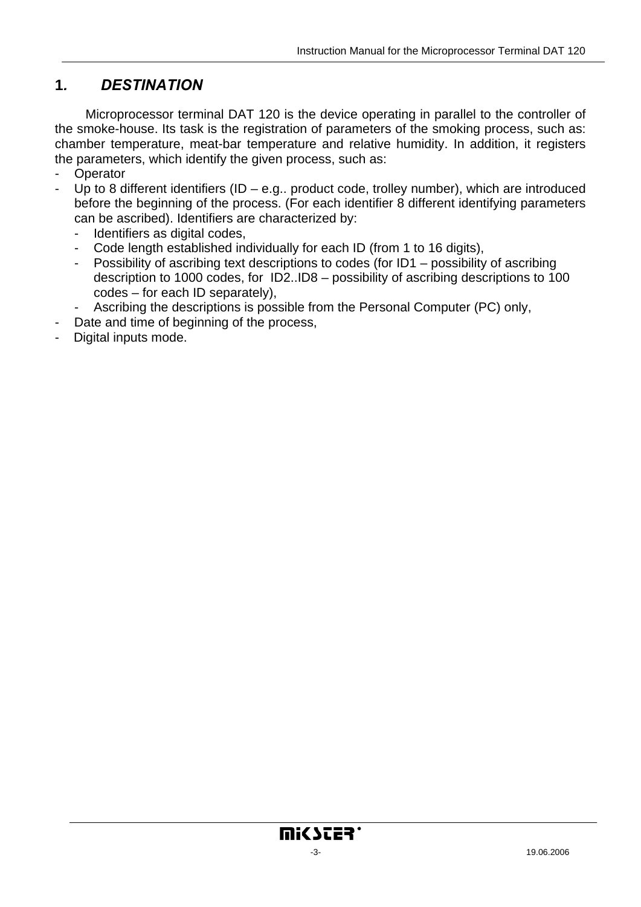# 1. *DESTINATION*

Microprocessor terminal DAT 120 is the device operating in parallel to the controller of the smoke-house. Its task is the registration of parameters of the smoking process, such as: chamber temperature, meat-bar temperature and relative humidity. In addition, it registers the parameters, which identify the given process, such as:

- Operator
- Up to 8 different identifiers (ID – e.g.. product code, trolley number), which are introduced before the beginning of the process. (For each identifier 8 different identifying parameters can be ascribed). Identifiers are characterized by:
  - Identifiers as digital codes,
  - Code length established individually for each ID (from 1 to 16 digits),
  - Possibility of ascribing text descriptions to codes (for ID1 – possibility of ascribing description to 1000 codes, for ID2..ID8 – possibility of ascribing descriptions to 100 codes – for each ID separately),
  - Ascribing the descriptions is possible from the Personal Computer (PC) only,
- Date and time of beginning of the process,
- Digital inputs mode.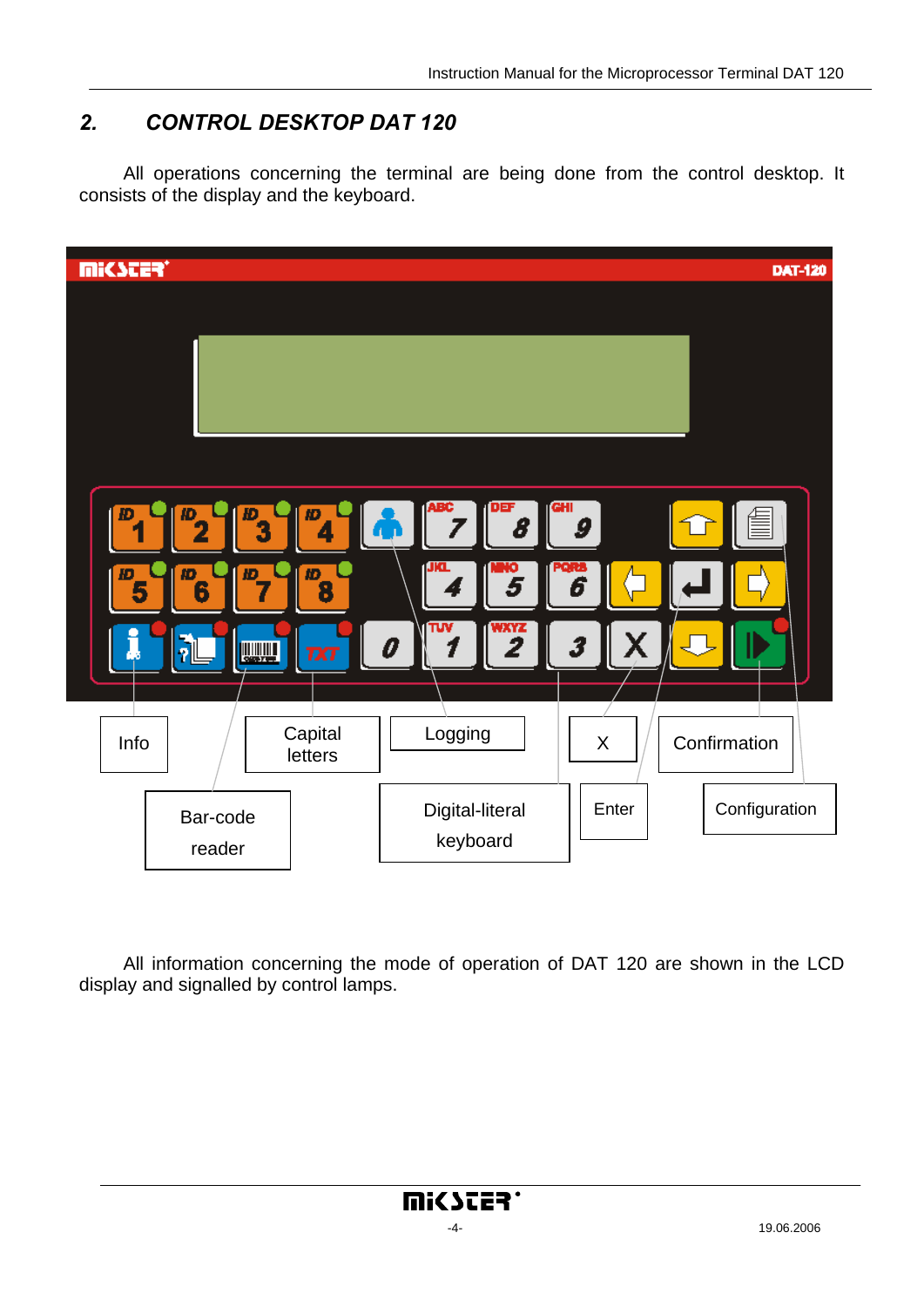## 2. CONTROL DESKTOP DAT 120

All operations concerning the terminal are being done from the control desktop. It consists of the display and the keyboard.

Info

Capital letters

Logging

X

Confirmation

Bar-code reader

Digital-literal keyboard

Enter

Configuration

All information concerning the mode of operation of DAT 120 are shown in the LCD display and signalled by control lamps.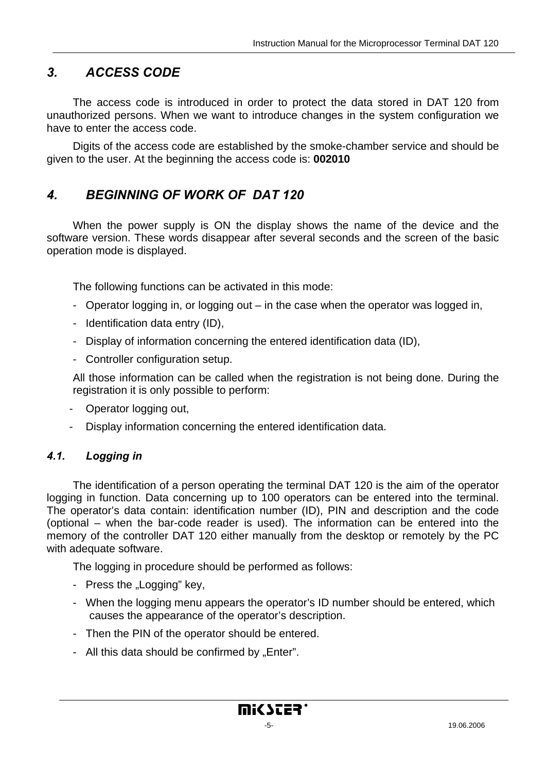## *3. ACCESS CODE*

The access code is introduced in order to protect the data stored in DAT 120 from unauthorized persons. When we want to introduce changes in the system configuration we have to enter the access code.

Digits of the access code are established by the smoke-chamber service and should be given to the user. At the beginning the access code is: **002010**

## *4. BEGINNING OF WORK OF DAT 120*

When the power supply is ON the display shows the name of the device and the software version. These words disappear after several seconds and the screen of the basic operation mode is displayed.

The following functions can be activated in this mode:

- Operator logging in, or logging out – in the case when the operator was logged in,
- Identification data entry (ID),
- Display of information concerning the entered identification data (ID),
- Controller configuration setup.

All those information can be called when the registration is not being done. During the registration it is only possible to perform:

- Operator logging out,
- Display information concerning the entered identification data.

### *4.1. Logging in*

The identification of a person operating the terminal DAT 120 is the aim of the operator logging in function. Data concerning up to 100 operators can be entered into the terminal. The operator's data contain: identification number (ID), PIN and description and the code (optional – when the bar-code reader is used). The information can be entered into the memory of the controller DAT 120 either manually from the desktop or remotely by the PC with adequate software.

The logging in procedure should be performed as follows:

- Press the „Logging" key,
- When the logging menu appears the operator's ID number should be entered, which causes the appearance of the operator's description.
- Then the PIN of the operator should be entered.
- All this data should be confirmed by „Enter".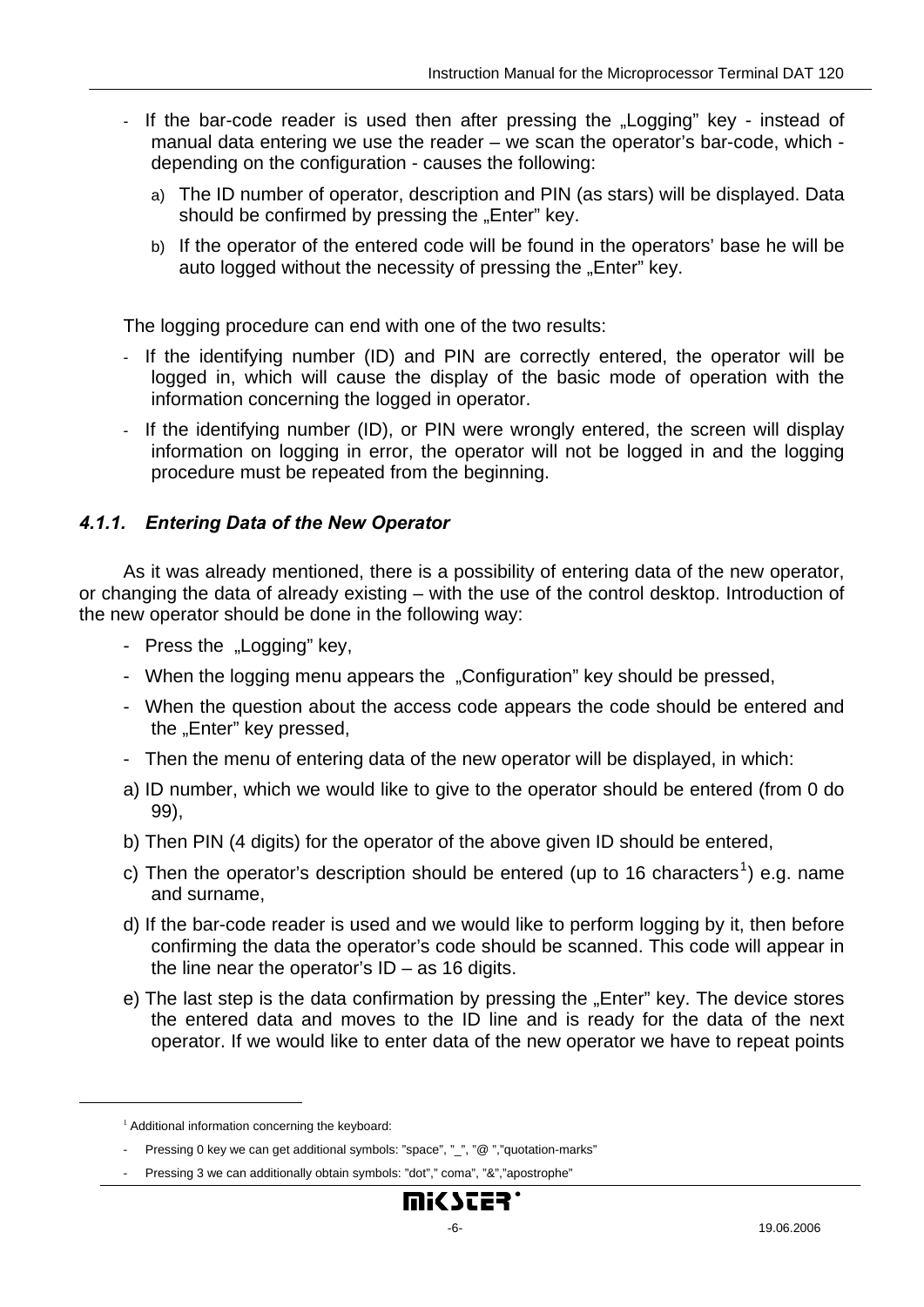- If the bar-code reader is used then after pressing the „Logging" key - instead of manual data entering we use the reader – we scan the operator's bar-code, which - depending on the configuration - causes the following:
  a) The ID number of operator, description and PIN (as stars) will be displayed. Data should be confirmed by pressing the „Enter" key.
  b) If the operator of the entered code will be found in the operators' base he will be auto logged without the necessity of pressing the „Enter" key.

The logging procedure can end with one of the two results:

- If the identifying number (ID) and PIN are correctly entered, the operator will be logged in, which will cause the display of the basic mode of operation with the information concerning the logged in operator.
- If the identifying number (ID), or PIN were wrongly entered, the screen will display information on logging in error, the operator will not be logged in and the logging procedure must be repeated from the beginning.

### *4.1.1. Entering Data of the New Operator*

As it was already mentioned, there is a possibility of entering data of the new operator, or changing the data of already existing – with the use of the control desktop. Introduction of the new operator should be done in the following way:

- Press the „Logging" key,
- When the logging menu appears the „Configuration" key should be pressed,
- When the question about the access code appears the code should be entered and the „Enter" key pressed,
- Then the menu of entering data of the new operator will be displayed, in which:

a) ID number, which we would like to give to the operator should be entered (from 0 do 99),

b) Then PIN (4 digits) for the operator of the above given ID should be entered,

c) Then the operator's description should be entered (up to 16 characters[1]) e.g. name and surname,

d) If the bar-code reader is used and we would like to perform logging by it, then before confirming the data the operator's code should be scanned. This code will appear in the line near the operator's ID – as 16 digits.

e) The last step is the data confirmation by pressing the „Enter" key. The device stores the entered data and moves to the ID line and is ready for the data of the next operator. If we would like to enter data of the new operator we have to repeat points

---

[1] Additional information concerning the keyboard:

- Pressing 0 key we can get additional symbols: "space", "_", "@ ","quotation-marks"
- Pressing 3 we can additionally obtain symbols: "dot"," coma", "&","apostrophe"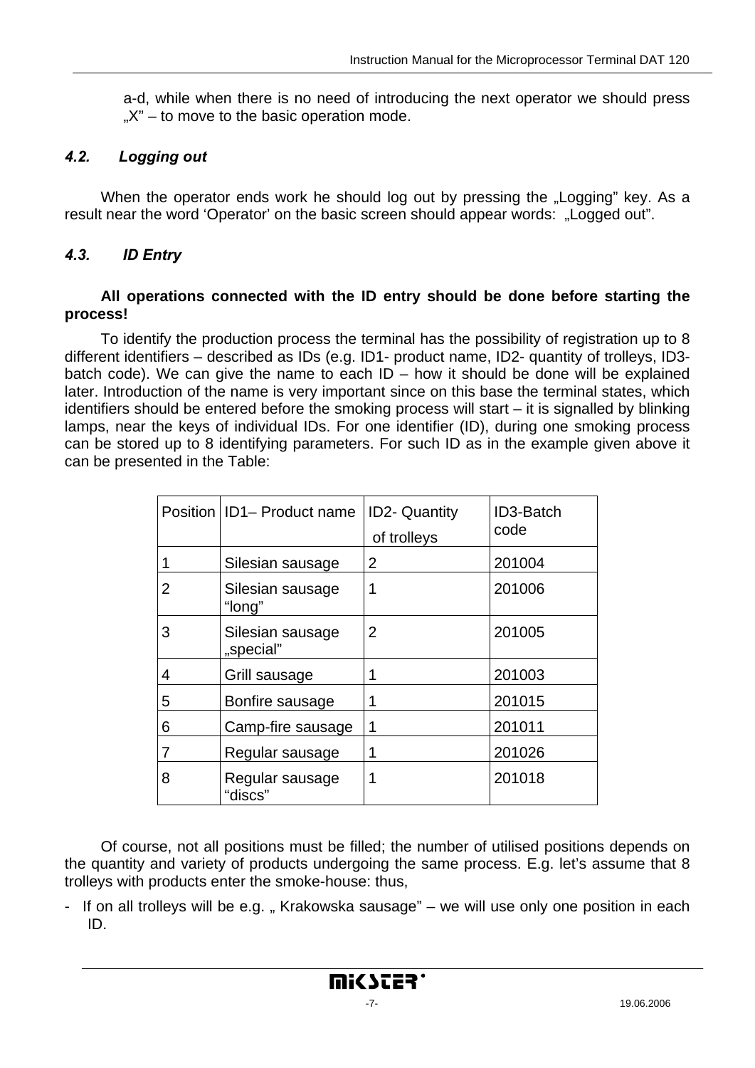a-d, while when there is no need of introducing the next operator we should press „X” – to move to the basic operation mode.

### *4.2. Logging out*

When the operator ends work he should log out by pressing the „Logging” key. As a result near the word ‘Operator’ on the basic screen should appear words: „Logged out”.

### *4.3. ID Entry*

**All operations connected with the ID entry should be done before starting the process!**

To identify the production process the terminal has the possibility of registration up to 8 different identifiers – described as IDs (e.g. ID1- product name, ID2- quantity of trolleys, ID3- batch code). We can give the name to each ID – how it should be done will be explained later. Introduction of the name is very important since on this base the terminal states, which identifiers should be entered before the smoking process will start – it is signalled by blinking lamps, near the keys of individual IDs. For one identifier (ID), during one smoking process can be stored up to 8 identifying parameters. For such ID as in the example given above it can be presented in the Table:

| Position | ID1– Product name | ID2- Quantity of trolleys | ID3-Batch code |
|---|---|---|---|
| 1 | Silesian sausage | 2 | 201004 |
| 2 | Silesian sausage “long” | 1 | 201006 |
| 3 | Silesian sausage „special” | 2 | 201005 |
| 4 | Grill sausage | 1 | 201003 |
| 5 | Bonfire sausage | 1 | 201015 |
| 6 | Camp-fire sausage | 1 | 201011 |
| 7 | Regular sausage | 1 | 201026 |
| 8 | Regular sausage “discs” | 1 | 201018 |

Of course, not all positions must be filled; the number of utilised positions depends on the quantity and variety of products undergoing the same process. E.g. let’s assume that 8 trolleys with products enter the smoke-house: thus,

- If on all trolleys will be e.g. „ Krakowska sausage” – we will use only one position in each ID.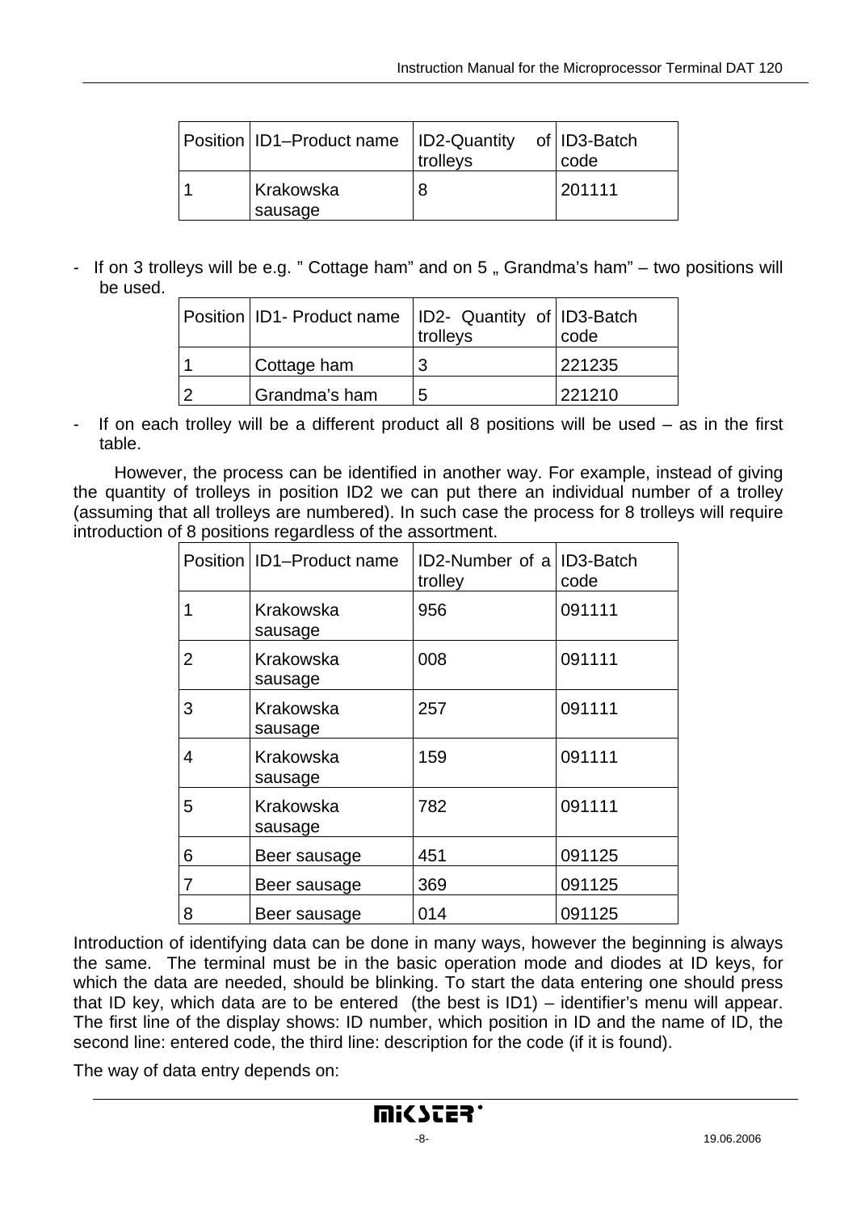| Position | ID1–Product name | ID2-Quantity of trolleys | ID3-Batch code |
|---|---|---|---|
| 1 | Krakowska sausage | 8 | 201111 |

- If on 3 trolleys will be e.g. " Cottage ham" and on 5 „ Grandma's ham" – two positions will be used.

| Position | ID1- Product name | ID2- Quantity of trolleys | ID3-Batch code |
|---|---|---|---|
| 1 | Cottage ham | 3 | 221235 |
| 2 | Grandma's ham | 5 | 221210 |

- If on each trolley will be a different product all 8 positions will be used – as in the first table.

However, the process can be identified in another way. For example, instead of giving the quantity of trolleys in position ID2 we can put there an individual number of a trolley (assuming that all trolleys are numbered). In such case the process for 8 trolleys will require introduction of 8 positions regardless of the assortment.

| Position | ID1–Product name | ID2-Number of a trolley | ID3-Batch code |
|---|---|---|---|
| 1 | Krakowska sausage | 956 | 091111 |
| 2 | Krakowska sausage | 008 | 091111 |
| 3 | Krakowska sausage | 257 | 091111 |
| 4 | Krakowska sausage | 159 | 091111 |
| 5 | Krakowska sausage | 782 | 091111 |
| 6 | Beer sausage | 451 | 091125 |
| 7 | Beer sausage | 369 | 091125 |
| 8 | Beer sausage | 014 | 091125 |

Introduction of identifying data can be done in many ways, however the beginning is always the same. The terminal must be in the basic operation mode and diodes at ID keys, for which the data are needed, should be blinking. To start the data entering one should press that ID key, which data are to be entered (the best is ID1) – identifier's menu will appear. The first line of the display shows: ID number, which position in ID and the name of ID, the second line: entered code, the third line: description for the code (if it is found).

The way of data entry depends on: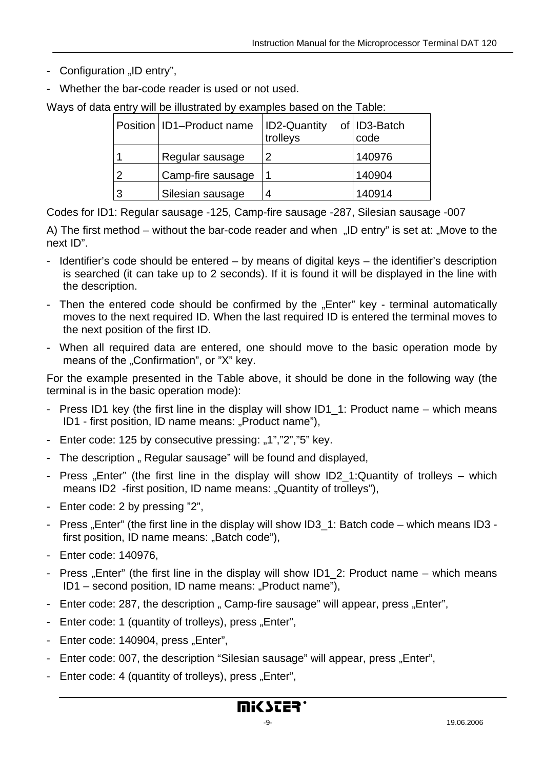- Configuration „ID entry",
- Whether the bar-code reader is used or not used.

Ways of data entry will be illustrated by examples based on the Table:

| Position | ID1–Product name | ID2-Quantity of trolleys | ID3-Batch code |
|---|---|---|---|
| 1 | Regular sausage | 2 | 140976 |
| 2 | Camp-fire sausage | 1 | 140904 |
| 3 | Silesian sausage | 4 | 140914 |

Codes for ID1: Regular sausage -125, Camp-fire sausage -287, Silesian sausage -007

A) The first method – without the bar-code reader and when „ID entry" is set at: „Move to the next ID".

- Identifier's code should be entered – by means of digital keys – the identifier's description is searched (it can take up to 2 seconds). If it is found it will be displayed in the line with the description.
- Then the entered code should be confirmed by the „Enter" key - terminal automatically moves to the next required ID. When the last required ID is entered the terminal moves to the next position of the first ID.
- When all required data are entered, one should move to the basic operation mode by means of the „Confirmation", or "X" key.

For the example presented in the Table above, it should be done in the following way (the terminal is in the basic operation mode):

- Press ID1 key (the first line in the display will show ID1_1: Product name – which means ID1 - first position, ID name means: „Product name"),
- Enter code: 125 by consecutive pressing: „1","2","5" key.
- The description „ Regular sausage" will be found and displayed,
- Press „Enter" (the first line in the display will show ID2_1:Quantity of trolleys – which means ID2 -first position, ID name means: „Quantity of trolleys"),
- Enter code: 2 by pressing "2",
- Press „Enter" (the first line in the display will show ID3_1: Batch code – which means ID3 - first position, ID name means: „Batch code"),
- Enter code: 140976,
- Press „Enter" (the first line in the display will show ID1_2: Product name – which means ID1 – second position, ID name means: „Product name"),
- Enter code: 287, the description „ Camp-fire sausage" will appear, press „Enter",
- Enter code: 1 (quantity of trolleys), press „Enter",
- Enter code: 140904, press „Enter",
- Enter code: 007, the description "Silesian sausage" will appear, press „Enter",
- Enter code: 4 (quantity of trolleys), press „Enter",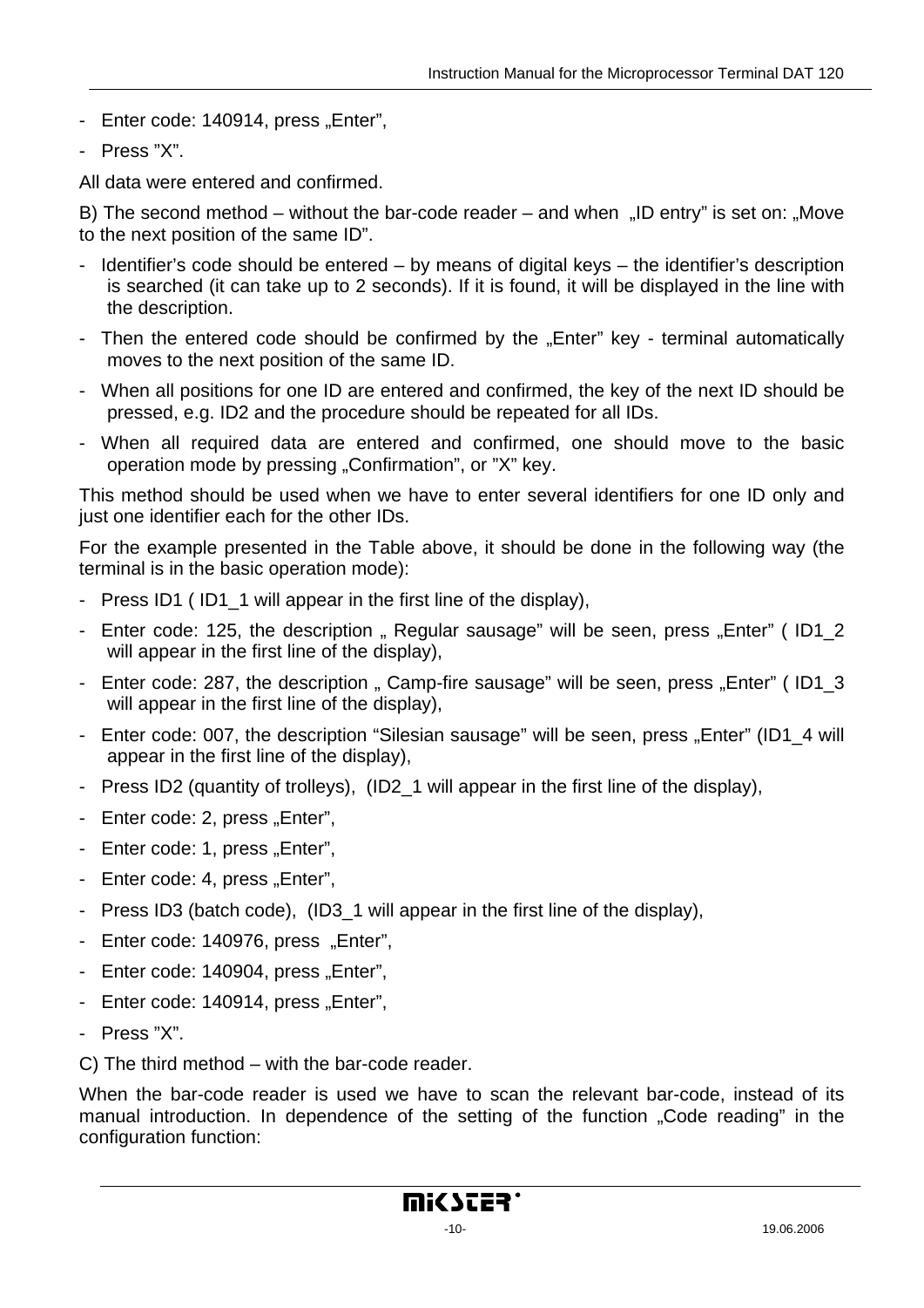- Enter code: 140914, press „Enter",
- Press "X".

All data were entered and confirmed.

B) The second method – without the bar-code reader – and when „ID entry" is set on: „Move to the next position of the same ID".

- Identifier's code should be entered – by means of digital keys – the identifier's description is searched (it can take up to 2 seconds). If it is found, it will be displayed in the line with the description.
- Then the entered code should be confirmed by the „Enter" key - terminal automatically moves to the next position of the same ID.
- When all positions for one ID are entered and confirmed, the key of the next ID should be pressed, e.g. ID2 and the procedure should be repeated for all IDs.
- When all required data are entered and confirmed, one should move to the basic operation mode by pressing „Confirmation", or "X" key.

This method should be used when we have to enter several identifiers for one ID only and just one identifier each for the other IDs.

For the example presented in the Table above, it should be done in the following way (the terminal is in the basic operation mode):

- Press ID1 ( ID1_1 will appear in the first line of the display),
- Enter code: 125, the description „ Regular sausage" will be seen, press „Enter" ( ID1_2 will appear in the first line of the display),
- Enter code: 287, the description „ Camp-fire sausage" will be seen, press „Enter" ( ID1_3 will appear in the first line of the display),
- Enter code: 007, the description "Silesian sausage" will be seen, press „Enter" (ID1_4 will appear in the first line of the display),
- Press ID2 (quantity of trolleys), (ID2_1 will appear in the first line of the display),
- Enter code: 2, press „Enter",
- Enter code: 1, press „Enter",
- Enter code: 4, press „Enter",
- Press ID3 (batch code), (ID3_1 will appear in the first line of the display),
- Enter code: 140976, press „Enter",
- Enter code: 140904, press „Enter",
- Enter code: 140914, press „Enter",
- Press "X".

C) The third method – with the bar-code reader.

When the bar-code reader is used we have to scan the relevant bar-code, instead of its manual introduction. In dependence of the setting of the function „Code reading" in the configuration function: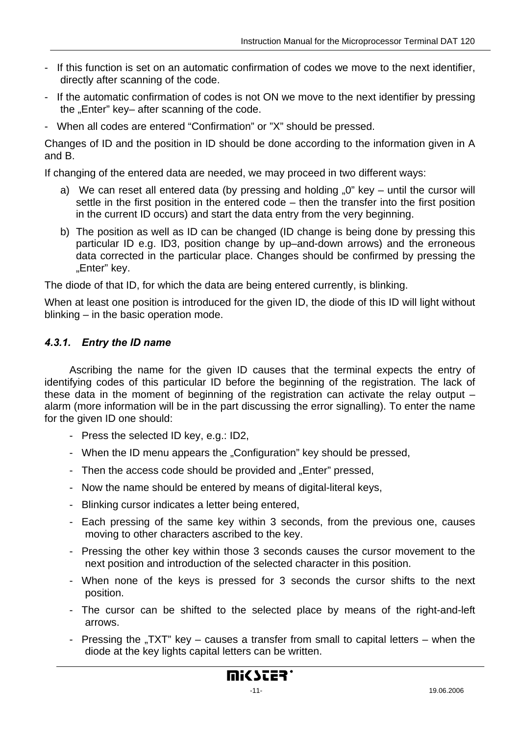- If this function is set on an automatic confirmation of codes we move to the next identifier, directly after scanning of the code.
- If the automatic confirmation of codes is not ON we move to the next identifier by pressing the „Enter" key– after scanning of the code.
- When all codes are entered "Confirmation" or "X" should be pressed.

Changes of ID and the position in ID should be done according to the information given in A and B.

If changing of the entered data are needed, we may proceed in two different ways:

a) We can reset all entered data (by pressing and holding „0" key – until the cursor will settle in the first position in the entered code – then the transfer into the first position in the current ID occurs) and start the data entry from the very beginning.
b) The position as well as ID can be changed (ID change is being done by pressing this particular ID e.g. ID3, position change by up–and-down arrows) and the erroneous data corrected in the particular place. Changes should be confirmed by pressing the „Enter" key.

The diode of that ID, for which the data are being entered currently, is blinking.

When at least one position is introduced for the given ID, the diode of this ID will light without blinking – in the basic operation mode.

### *4.3.1. Entry the ID name*

Ascribing the name for the given ID causes that the terminal expects the entry of identifying codes of this particular ID before the beginning of the registration. The lack of these data in the moment of beginning of the registration can activate the relay output – alarm (more information will be in the part discussing the error signalling). To enter the name for the given ID one should:

- Press the selected ID key, e.g.: ID2,
- When the ID menu appears the „Configuration" key should be pressed,
- Then the access code should be provided and „Enter" pressed,
- Now the name should be entered by means of digital-literal keys,
- Blinking cursor indicates a letter being entered,
- Each pressing of the same key within 3 seconds, from the previous one, causes moving to other characters ascribed to the key.
- Pressing the other key within those 3 seconds causes the cursor movement to the next position and introduction of the selected character in this position.
- When none of the keys is pressed for 3 seconds the cursor shifts to the next position.
- The cursor can be shifted to the selected place by means of the right-and-left arrows.
- Pressing the „TXT" key – causes a transfer from small to capital letters – when the diode at the key lights capital letters can be written.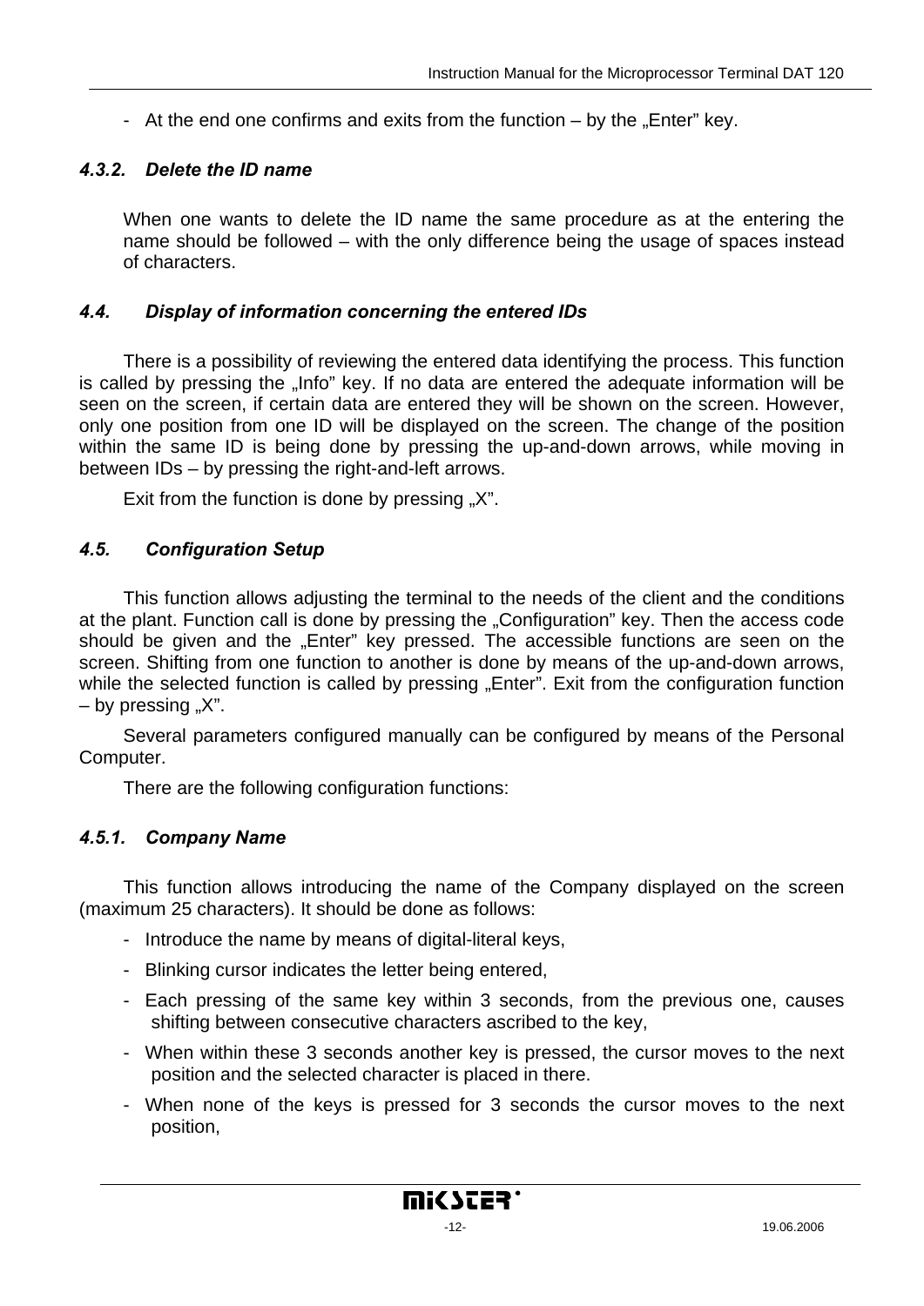- At the end one confirms and exits from the function – by the „Enter" key.

### *4.3.2. Delete the ID name*

When one wants to delete the ID name the same procedure as at the entering the name should be followed – with the only difference being the usage of spaces instead of characters.

## *4.4. Display of information concerning the entered IDs*

There is a possibility of reviewing the entered data identifying the process. This function is called by pressing the „Info" key. If no data are entered the adequate information will be seen on the screen, if certain data are entered they will be shown on the screen. However, only one position from one ID will be displayed on the screen. The change of the position within the same ID is being done by pressing the up-and-down arrows, while moving in between IDs – by pressing the right-and-left arrows.

Exit from the function is done by pressing „X".

## *4.5. Configuration Setup*

This function allows adjusting the terminal to the needs of the client and the conditions at the plant. Function call is done by pressing the „Configuration" key. Then the access code should be given and the „Enter" key pressed. The accessible functions are seen on the screen. Shifting from one function to another is done by means of the up-and-down arrows, while the selected function is called by pressing „Enter". Exit from the configuration function – by pressing „X".

Several parameters configured manually can be configured by means of the Personal Computer.

There are the following configuration functions:

### *4.5.1. Company Name*

This function allows introducing the name of the Company displayed on the screen (maximum 25 characters). It should be done as follows:

- Introduce the name by means of digital-literal keys,
- Blinking cursor indicates the letter being entered,
- Each pressing of the same key within 3 seconds, from the previous one, causes shifting between consecutive characters ascribed to the key,
- When within these 3 seconds another key is pressed, the cursor moves to the next position and the selected character is placed in there.
- When none of the keys is pressed for 3 seconds the cursor moves to the next position,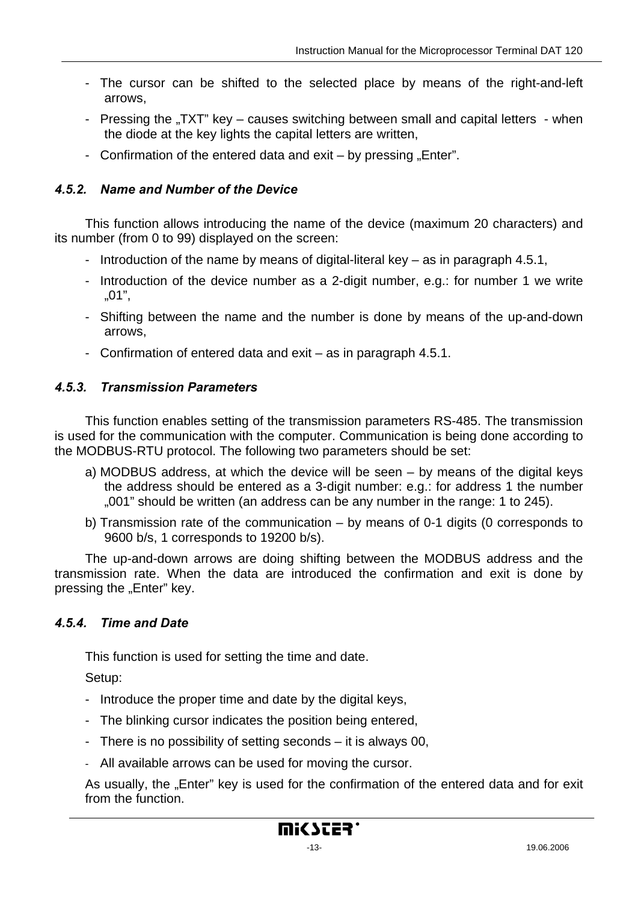- The cursor can be shifted to the selected place by means of the right-and-left arrows,
- Pressing the „TXT" key – causes switching between small and capital letters - when the diode at the key lights the capital letters are written,
- Confirmation of the entered data and exit – by pressing „Enter".

### *4.5.2. Name and Number of the Device*

This function allows introducing the name of the device (maximum 20 characters) and its number (from 0 to 99) displayed on the screen:

- Introduction of the name by means of digital-literal key – as in paragraph 4.5.1,
- Introduction of the device number as a 2-digit number, e.g.: for number 1 we write „01",
- Shifting between the name and the number is done by means of the up-and-down arrows,
- Confirmation of entered data and exit – as in paragraph 4.5.1.

### *4.5.3. Transmission Parameters*

This function enables setting of the transmission parameters RS-485. The transmission is used for the communication with the computer. Communication is being done according to the MODBUS-RTU protocol. The following two parameters should be set:

a) MODBUS address, at which the device will be seen – by means of the digital keys the address should be entered as a 3-digit number: e.g.: for address 1 the number „001" should be written (an address can be any number in the range: 1 to 245).

b) Transmission rate of the communication – by means of 0-1 digits (0 corresponds to 9600 b/s, 1 corresponds to 19200 b/s).

The up-and-down arrows are doing shifting between the MODBUS address and the transmission rate. When the data are introduced the confirmation and exit is done by pressing the „Enter" key.

### *4.5.4. Time and Date*

This function is used for setting the time and date.

Setup:

- Introduce the proper time and date by the digital keys,
- The blinking cursor indicates the position being entered,
- There is no possibility of setting seconds – it is always 00,
- All available arrows can be used for moving the cursor.

As usually, the „Enter" key is used for the confirmation of the entered data and for exit from the function.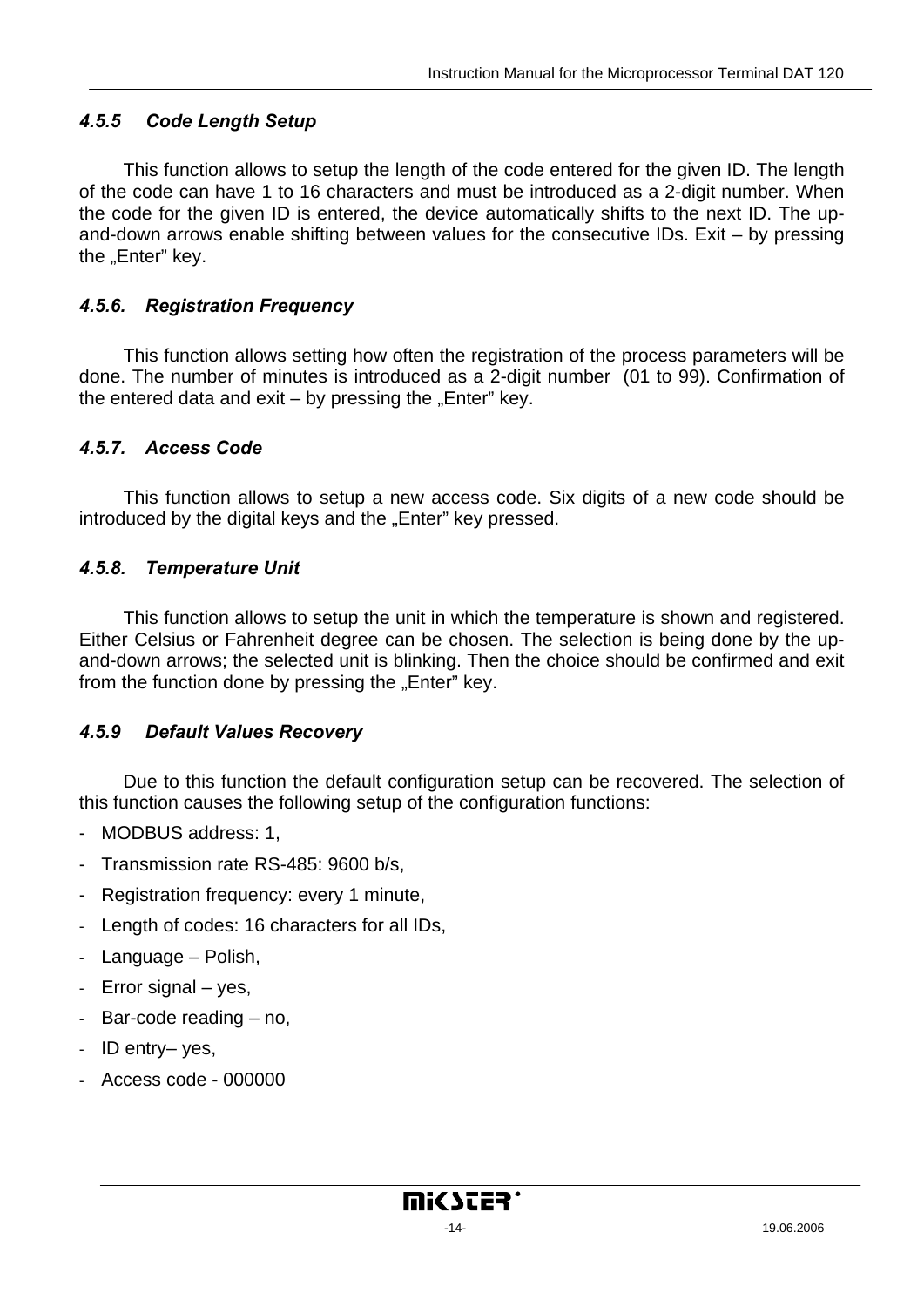### 4.5.5 Code Length Setup

This function allows to setup the length of the code entered for the given ID. The length of the code can have 1 to 16 characters and must be introduced as a 2-digit number. When the code for the given ID is entered, the device automatically shifts to the next ID. The up-and-down arrows enable shifting between values for the consecutive IDs. Exit – by pressing the „Enter" key.

### 4.5.6. Registration Frequency

This function allows setting how often the registration of the process parameters will be done. The number of minutes is introduced as a 2-digit number (01 to 99). Confirmation of the entered data and exit – by pressing the „Enter" key.

### 4.5.7. Access Code

This function allows to setup a new access code. Six digits of a new code should be introduced by the digital keys and the „Enter" key pressed.

### 4.5.8. Temperature Unit

This function allows to setup the unit in which the temperature is shown and registered. Either Celsius or Fahrenheit degree can be chosen. The selection is being done by the up-and-down arrows; the selected unit is blinking. Then the choice should be confirmed and exit from the function done by pressing the „Enter" key.

### 4.5.9 Default Values Recovery

Due to this function the default configuration setup can be recovered. The selection of this function causes the following setup of the configuration functions:

- MODBUS address: 1,
- Transmission rate RS-485: 9600 b/s,
- Registration frequency: every 1 minute,
- Length of codes: 16 characters for all IDs,
- Language – Polish,
- Error signal – yes,
- Bar-code reading – no,
- ID entry– yes,
- Access code - 000000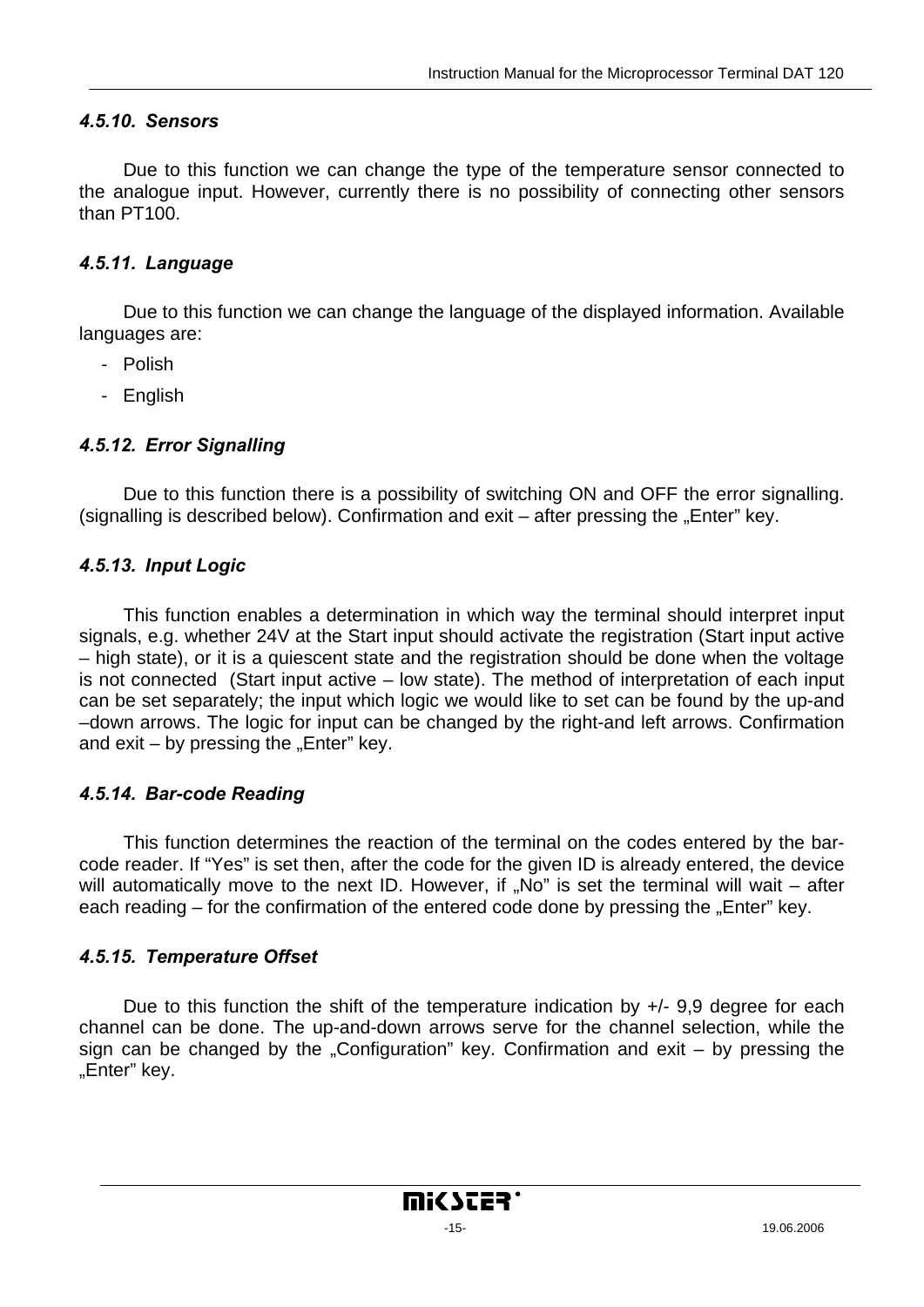#### *4.5.10. Sensors*

Due to this function we can change the type of the temperature sensor connected to the analogue input. However, currently there is no possibility of connecting other sensors than PT100.

#### *4.5.11. Language*

Due to this function we can change the language of the displayed information. Available languages are:

- Polish
- English

#### *4.5.12. Error Signalling*

Due to this function there is a possibility of switching ON and OFF the error signalling. (signalling is described below). Confirmation and exit – after pressing the „Enter” key.

#### *4.5.13. Input Logic*

This function enables a determination in which way the terminal should interpret input signals, e.g. whether 24V at the Start input should activate the registration (Start input active – high state), or it is a quiescent state and the registration should be done when the voltage is not connected (Start input active – low state). The method of interpretation of each input can be set separately; the input which logic we would like to set can be found by the up-and –down arrows. The logic for input can be changed by the right-and left arrows. Confirmation and exit – by pressing the „Enter” key.

#### *4.5.14. Bar-code Reading*

This function determines the reaction of the terminal on the codes entered by the bar-code reader. If “Yes” is set then, after the code for the given ID is already entered, the device will automatically move to the next ID. However, if „No” is set the terminal will wait – after each reading – for the confirmation of the entered code done by pressing the „Enter” key.

#### *4.5.15. Temperature Offset*

Due to this function the shift of the temperature indication by +/- 9,9 degree for each channel can be done. The up-and-down arrows serve for the channel selection, while the sign can be changed by the „Configuration” key. Confirmation and exit – by pressing the „Enter” key.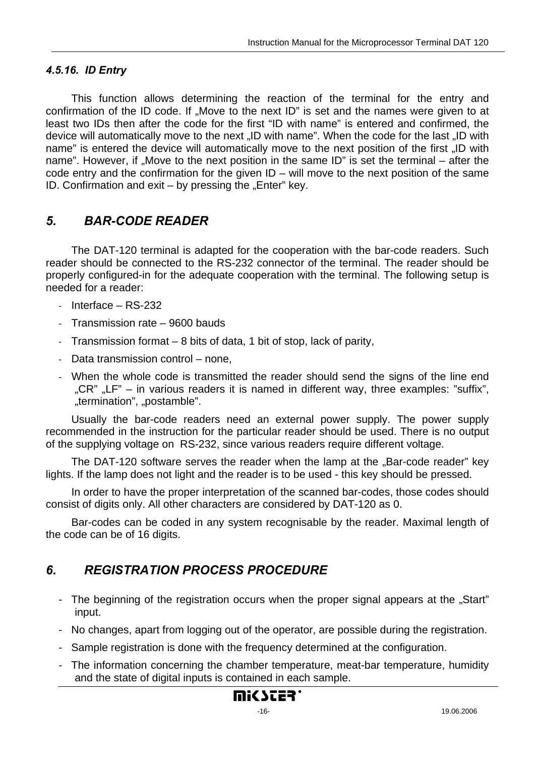#### *4.5.16. ID Entry*

This function allows determining the reaction of the terminal for the entry and confirmation of the ID code. If „Move to the next ID" is set and the names were given to at least two IDs then after the code for the first "ID with name" is entered and confirmed, the device will automatically move to the next „ID with name". When the code for the last „ID with name" is entered the device will automatically move to the next position of the first „ID with name". However, if „Move to the next position in the same ID" is set the terminal – after the code entry and the confirmation for the given ID – will move to the next position of the same ID. Confirmation and exit – by pressing the „Enter" key.

## *5. BAR-CODE READER*

The DAT-120 terminal is adapted for the cooperation with the bar-code readers. Such reader should be connected to the RS-232 connector of the terminal. The reader should be properly configured-in for the adequate cooperation with the terminal. The following setup is needed for a reader:

- Interface – RS-232
- Transmission rate – 9600 bauds
- Transmission format – 8 bits of data, 1 bit of stop, lack of parity,
- Data transmission control – none,
- When the whole code is transmitted the reader should send the signs of the line end „CR" „LF" – in various readers it is named in different way, three examples: "suffix", „termination", „postamble".

Usually the bar-code readers need an external power supply. The power supply recommended in the instruction for the particular reader should be used. There is no output of the supplying voltage on RS-232, since various readers require different voltage.

The DAT-120 software serves the reader when the lamp at the „Bar-code reader" key lights. If the lamp does not light and the reader is to be used - this key should be pressed.

In order to have the proper interpretation of the scanned bar-codes, those codes should consist of digits only. All other characters are considered by DAT-120 as 0.

Bar-codes can be coded in any system recognisable by the reader. Maximal length of the code can be of 16 digits.

## *6. REGISTRATION PROCESS PROCEDURE*

- The beginning of the registration occurs when the proper signal appears at the „Start" input.
- No changes, apart from logging out of the operator, are possible during the registration.
- Sample registration is done with the frequency determined at the configuration.
- The information concerning the chamber temperature, meat-bar temperature, humidity and the state of digital inputs is contained in each sample.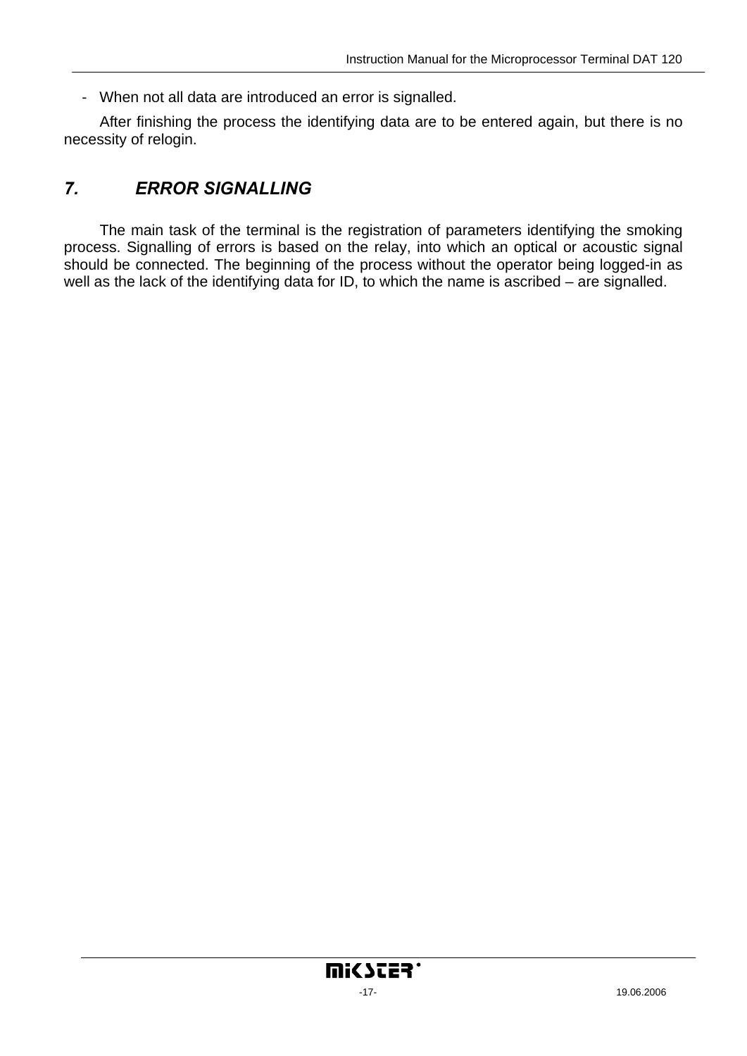- When not all data are introduced an error is signalled.

After finishing the process the identifying data are to be entered again, but there is no necessity of relogin.

## *7. ERROR SIGNALLING*

The main task of the terminal is the registration of parameters identifying the smoking process. Signalling of errors is based on the relay, into which an optical or acoustic signal should be connected. The beginning of the process without the operator being logged-in as well as the lack of the identifying data for ID, to which the name is ascribed – are signalled.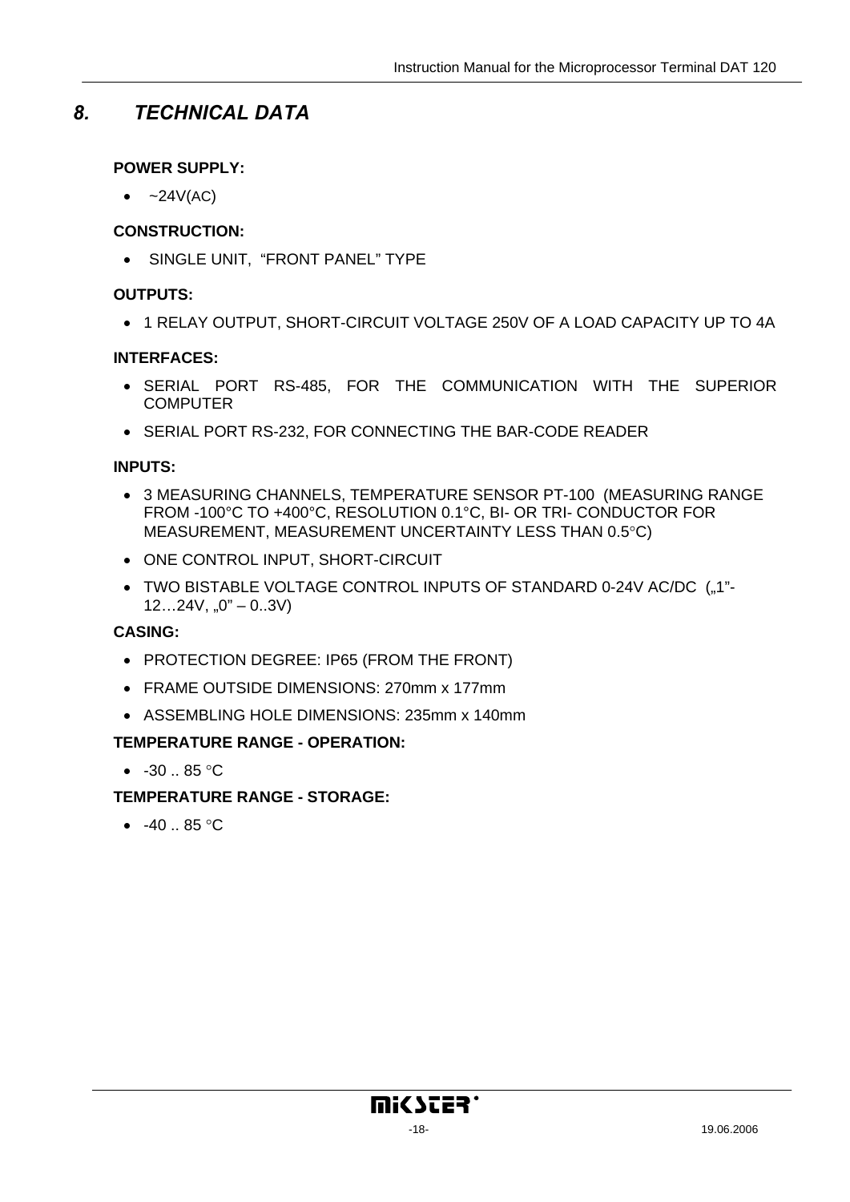# 8. *TECHNICAL DATA*

**POWER SUPPLY:**

- ~24V(AC)

**CONSTRUCTION:**

- SINGLE UNIT, "FRONT PANEL" TYPE

**OUTPUTS:**

- 1 RELAY OUTPUT, SHORT-CIRCUIT VOLTAGE 250V OF A LOAD CAPACITY UP TO 4A

**INTERFACES:**

- SERIAL PORT RS-485, FOR THE COMMUNICATION WITH THE SUPERIOR COMPUTER
- SERIAL PORT RS-232, FOR CONNECTING THE BAR-CODE READER

**INPUTS:**

- 3 MEASURING CHANNELS, TEMPERATURE SENSOR PT-100 (MEASURING RANGE FROM -100°C TO +400°C, RESOLUTION 0.1°C, BI- OR TRI- CONDUCTOR FOR MEASUREMENT, MEASUREMENT UNCERTAINTY LESS THAN 0.5°C)
- ONE CONTROL INPUT, SHORT-CIRCUIT
- TWO BISTABLE VOLTAGE CONTROL INPUTS OF STANDARD 0-24V AC/DC („1"- 12…24V, „0" – 0..3V)

**CASING:**

- PROTECTION DEGREE: IP65 (FROM THE FRONT)
- FRAME OUTSIDE DIMENSIONS: 270mm x 177mm
- ASSEMBLING HOLE DIMENSIONS: 235mm x 140mm

**TEMPERATURE RANGE - OPERATION:**

- -30 .. 85 °C

**TEMPERATURE RANGE - STORAGE:**

- -40 .. 85 °C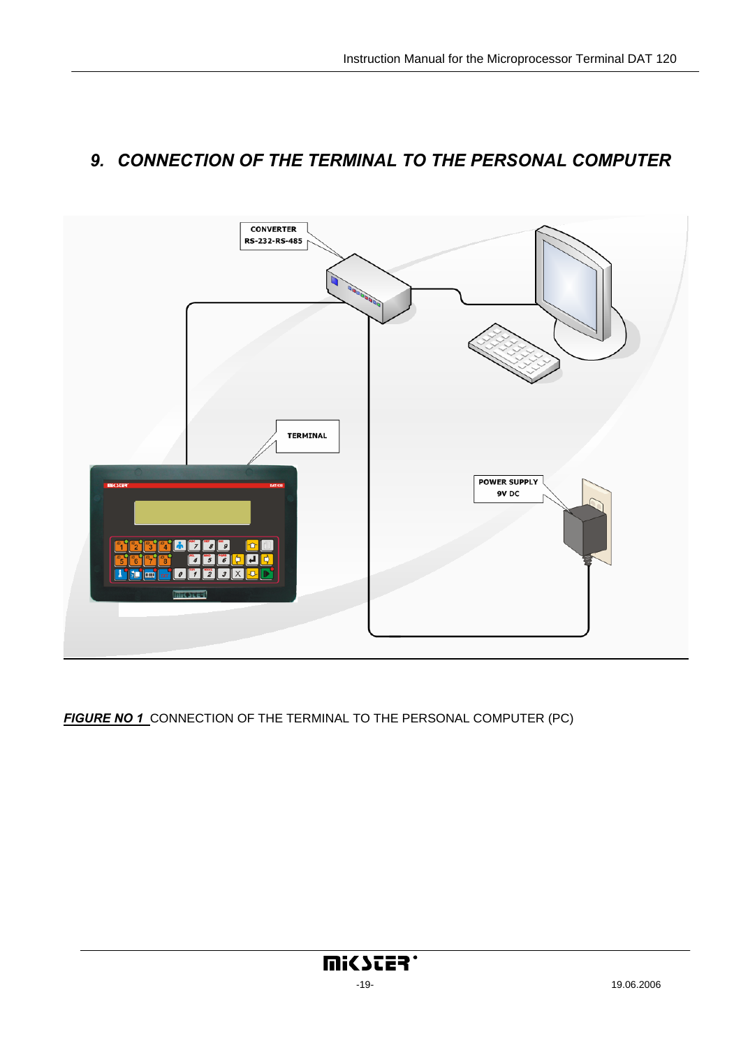# 9. CONNECTION OF THE TERMINAL TO THE PERSONAL COMPUTER

***FIGURE NO 1*** CONNECTION OF THE TERMINAL TO THE PERSONAL COMPUTER (PC)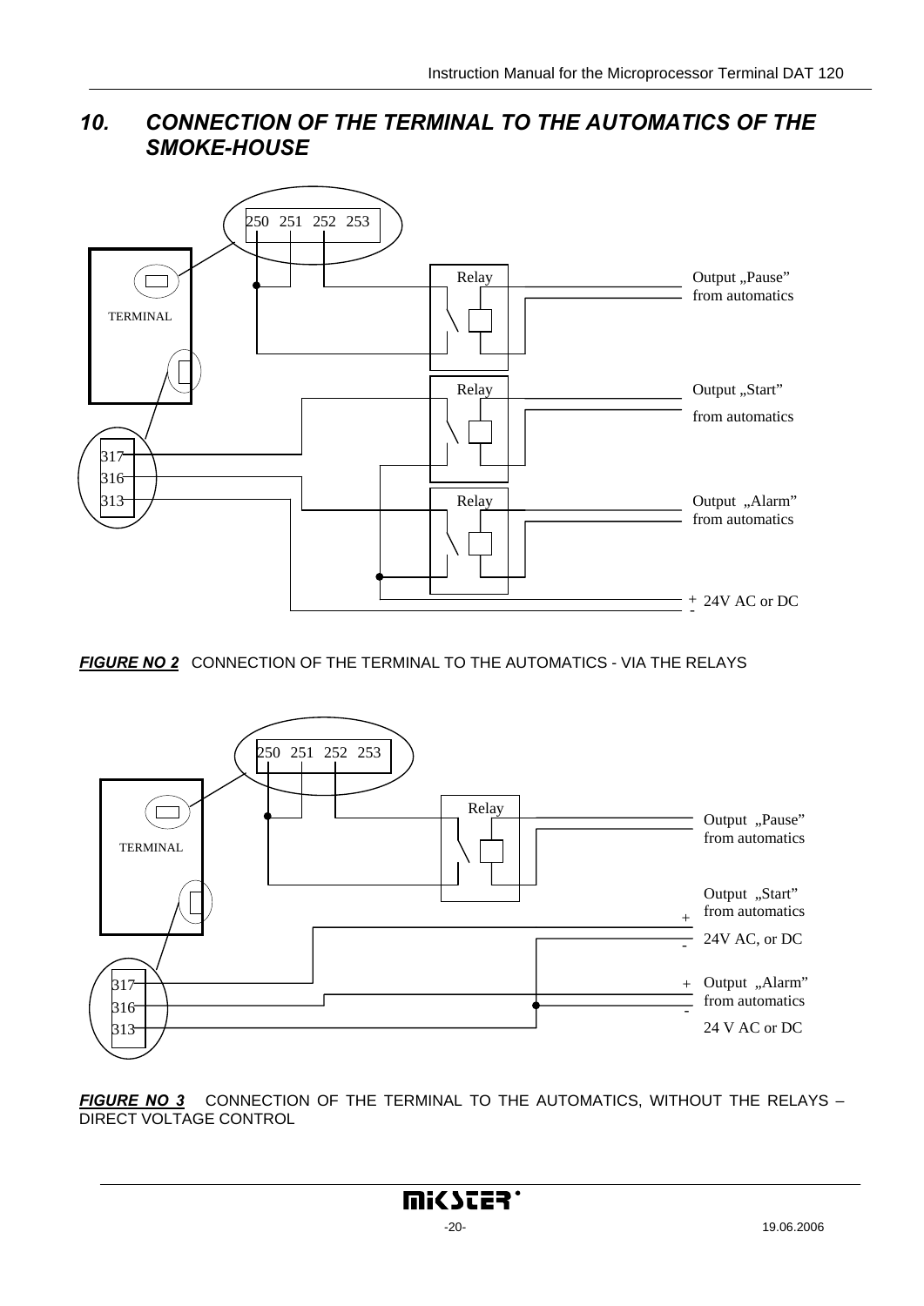# 10. CONNECTION OF THE TERMINAL TO THE AUTOMATICS OF THE SMOKE-HOUSE

250 251 252 253

TERMINAL

Relay

Output „Pause" from automatics

Relay

Output „Start"

from automatics

317

316

313

Relay

Output „Alarm" from automatics

+ 24V AC or DC

-

***FIGURE NO 2*** CONNECTION OF THE TERMINAL TO THE AUTOMATICS - VIA THE RELAYS

250 251 252 253

TERMINAL

Relay

Output „Pause" from automatics

Output „Start" from automatics

+

24V AC, or DC

-

317

316

313

+ Output „Alarm" from automatics

-

24 V AC or DC

***FIGURE NO 3*** CONNECTION OF THE TERMINAL TO THE AUTOMATICS, WITHOUT THE RELAYS – DIRECT VOLTAGE CONTROL